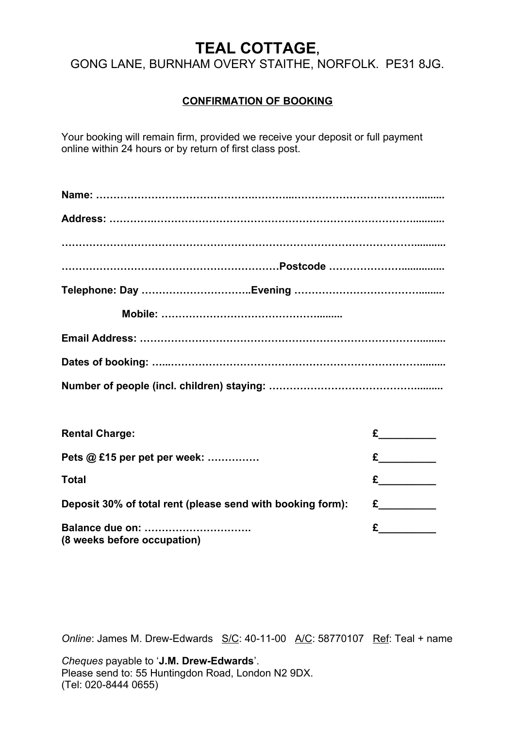# TEAL COTTAGE,

GONG LANE, BURNHAM OVERY STAITHE, NORFOLK. PE31 8JG.

**CONFIRMATION OF BOOKING**

Your booking will remain firm, provided we receive your deposit or full payment online within 24 hours or by return of first class post.

**Name: ……………………………………………………………………………………………**

**Address: ……………………………………………………………………………………….**

**………………………………………………………………………………………………….**

**………………………………………………………Postcode ………………………..............**

**Telephone: Day …………………………..Evening …………………………………........**

**Mobile: ……………………………………………........**

**Email Address: ……………………………………………………………………………........**

**Dates of booking: …..……………………………………………………………………........**

**Number of people (incl. children) staying: ……………………………………….........**

| | |
|---|---|
| **Rental Charge:** | £__________ |
| **Pets @ £15 per pet per week: ……………** | £__________ |
| **Total** | £__________ |
| **Deposit 30% of total rent (please send with booking form):** | £__________ |
| **Balance due on: ………………………….** **(8 weeks before occupation)** | £__________ |

*Online*: James M. Drew-Edwards S/C: 40-11-00 A/C: 58770107 Ref: Teal + name

*Cheques* payable to '**J.M. Drew-Edwards**'.
Please send to: 55 Huntingdon Road, London N2 9DX.
(Tel: 020-8444 0655)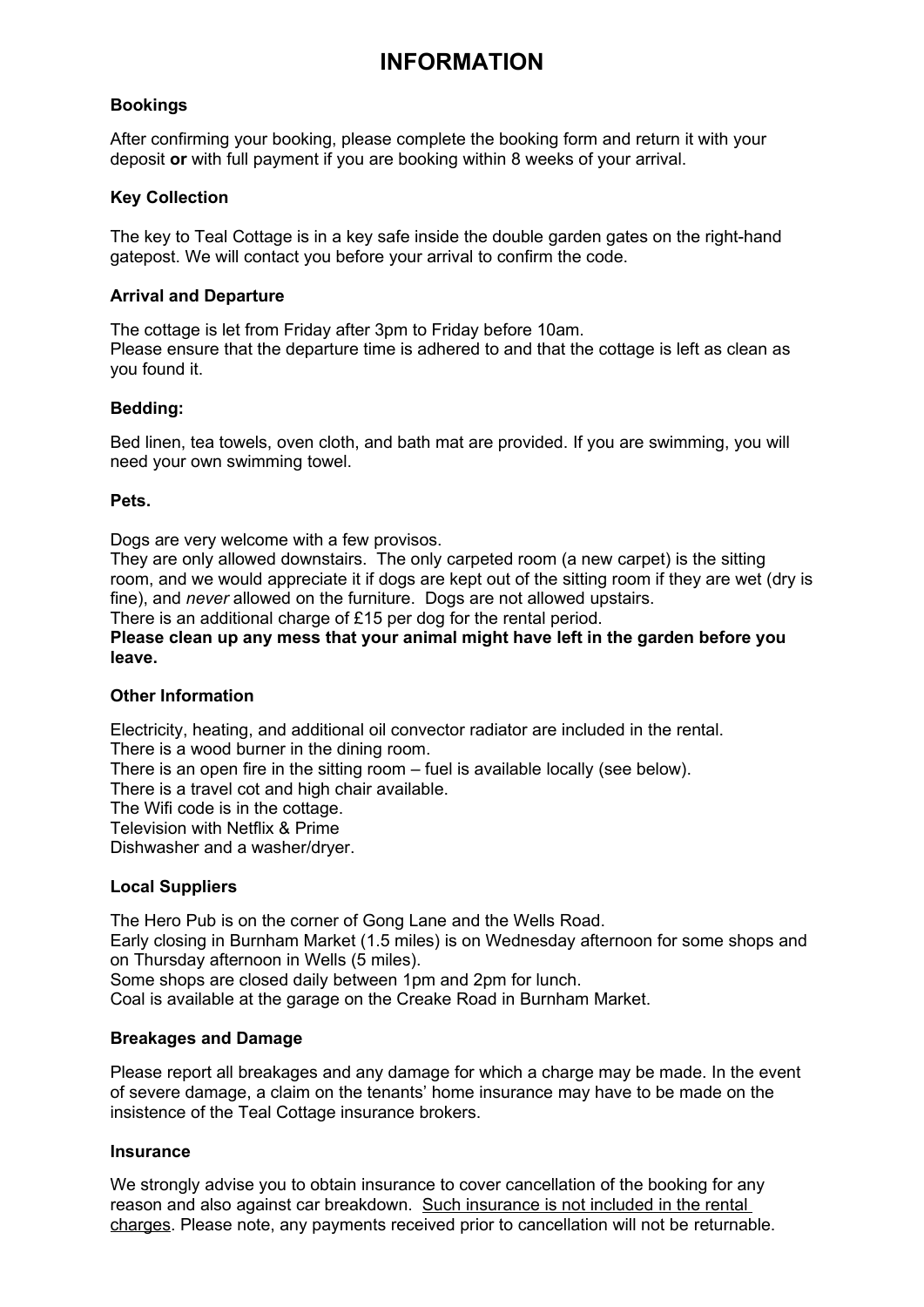# INFORMATION

### Bookings

After confirming your booking, please complete the booking form and return it with your deposit **or** with full payment if you are booking within 8 weeks of your arrival.

### Key Collection

The key to Teal Cottage is in a key safe inside the double garden gates on the right-hand gatepost. We will contact you before your arrival to confirm the code.

### Arrival and Departure

The cottage is let from Friday after 3pm to Friday before 10am.
Please ensure that the departure time is adhered to and that the cottage is left as clean as you found it.

### Bedding:

Bed linen, tea towels, oven cloth, and bath mat are provided. If you are swimming, you will need your own swimming towel.

### Pets.

Dogs are very welcome with a few provisos.
They are only allowed downstairs. The only carpeted room (a new carpet) is the sitting room, and we would appreciate it if dogs are kept out of the sitting room if they are wet (dry is fine), and *never* allowed on the furniture. Dogs are not allowed upstairs.
There is an additional charge of £15 per dog for the rental period.
**Please clean up any mess that your animal might have left in the garden before you leave.**

### Other Information

Electricity, heating, and additional oil convector radiator are included in the rental.
There is a wood burner in the dining room.
There is an open fire in the sitting room – fuel is available locally (see below).
There is a travel cot and high chair available.
The Wifi code is in the cottage.
Television with Netflix & Prime
Dishwasher and a washer/dryer.

### Local Suppliers

The Hero Pub is on the corner of Gong Lane and the Wells Road.
Early closing in Burnham Market (1.5 miles) is on Wednesday afternoon for some shops and on Thursday afternoon in Wells (5 miles).
Some shops are closed daily between 1pm and 2pm for lunch.
Coal is available at the garage on the Creake Road in Burnham Market.

### Breakages and Damage

Please report all breakages and any damage for which a charge may be made. In the event of severe damage, a claim on the tenants' home insurance may have to be made on the insistence of the Teal Cottage insurance brokers.

### Insurance

We strongly advise you to obtain insurance to cover cancellation of the booking for any reason and also against car breakdown. <u>Such insurance is not included in the rental charges</u>. Please note, any payments received prior to cancellation will not be returnable.